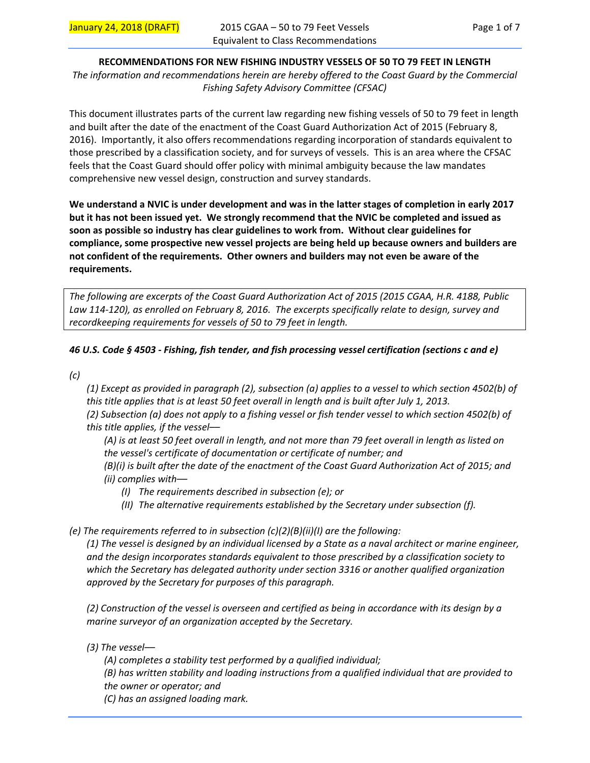**RECOMMENDATIONS FOR NEW FISHING INDUSTRY VESSELS OF 50 TO 79 FEET IN LENGTH**

*The information and recommendations herein are hereby offered to the Coast Guard by the Commercial Fishing Safety Advisory Committee (CFSAC)*

This document illustrates parts of the current law regarding new fishing vessels of 50 to 79 feet in length and built after the date of the enactment of the Coast Guard Authorization Act of 2015 (February 8, 2016). Importantly, it also offers recommendations regarding incorporation of standards equivalent to those prescribed by a classification society, and for surveys of vessels. This is an area where the CFSAC feels that the Coast Guard should offer policy with minimal ambiguity because the law mandates comprehensive new vessel design, construction and survey standards.

**We understand a NVIC is under development and was in the latter stages of completion in early 2017 but it has not been issued yet. We strongly recommend that the NVIC be completed and issued as soon as possible so industry has clear guidelines to work from. Without clear guidelines for compliance, some prospective new vessel projects are being held up because owners and builders are not confident of the requirements. Other owners and builders may not even be aware of the requirements.**

*The following are excerpts of the Coast Guard Authorization Act of 2015 (2015 CGAA, H.R. 4188, Public Law 114-120), as enrolled on February 8, 2016. The excerpts specifically relate to design, survey and recordkeeping requirements for vessels of 50 to 79 feet in length.*

***46 U.S. Code § 4503 - Fishing, fish tender, and fish processing vessel certification (sections c and e)***

*(c)*

*(1) Except as provided in paragraph (2), subsection (a) applies to a vessel to which section 4502(b) of this title applies that is at least 50 feet overall in length and is built after July 1, 2013.*
*(2) Subsection (a) does not apply to a fishing vessel or fish tender vessel to which section 4502(b) of this title applies, if the vessel—*

*(A) is at least 50 feet overall in length, and not more than 79 feet overall in length as listed on the vessel's certificate of documentation or certificate of number; and*
*(B)(i) is built after the date of the enactment of the Coast Guard Authorization Act of 2015; and*
*(ii) complies with—*

*(I) The requirements described in subsection (e); or*
*(II) The alternative requirements established by the Secretary under subsection (f).*

*(e) The requirements referred to in subsection (c)(2)(B)(ii)(I) are the following:*

*(1) The vessel is designed by an individual licensed by a State as a naval architect or marine engineer, and the design incorporates standards equivalent to those prescribed by a classification society to which the Secretary has delegated authority under section 3316 or another qualified organization approved by the Secretary for purposes of this paragraph.*

*(2) Construction of the vessel is overseen and certified as being in accordance with its design by a marine surveyor of an organization accepted by the Secretary.*

*(3) The vessel—*

*(A) completes a stability test performed by a qualified individual;*
*(B) has written stability and loading instructions from a qualified individual that are provided to the owner or operator; and*
*(C) has an assigned loading mark.*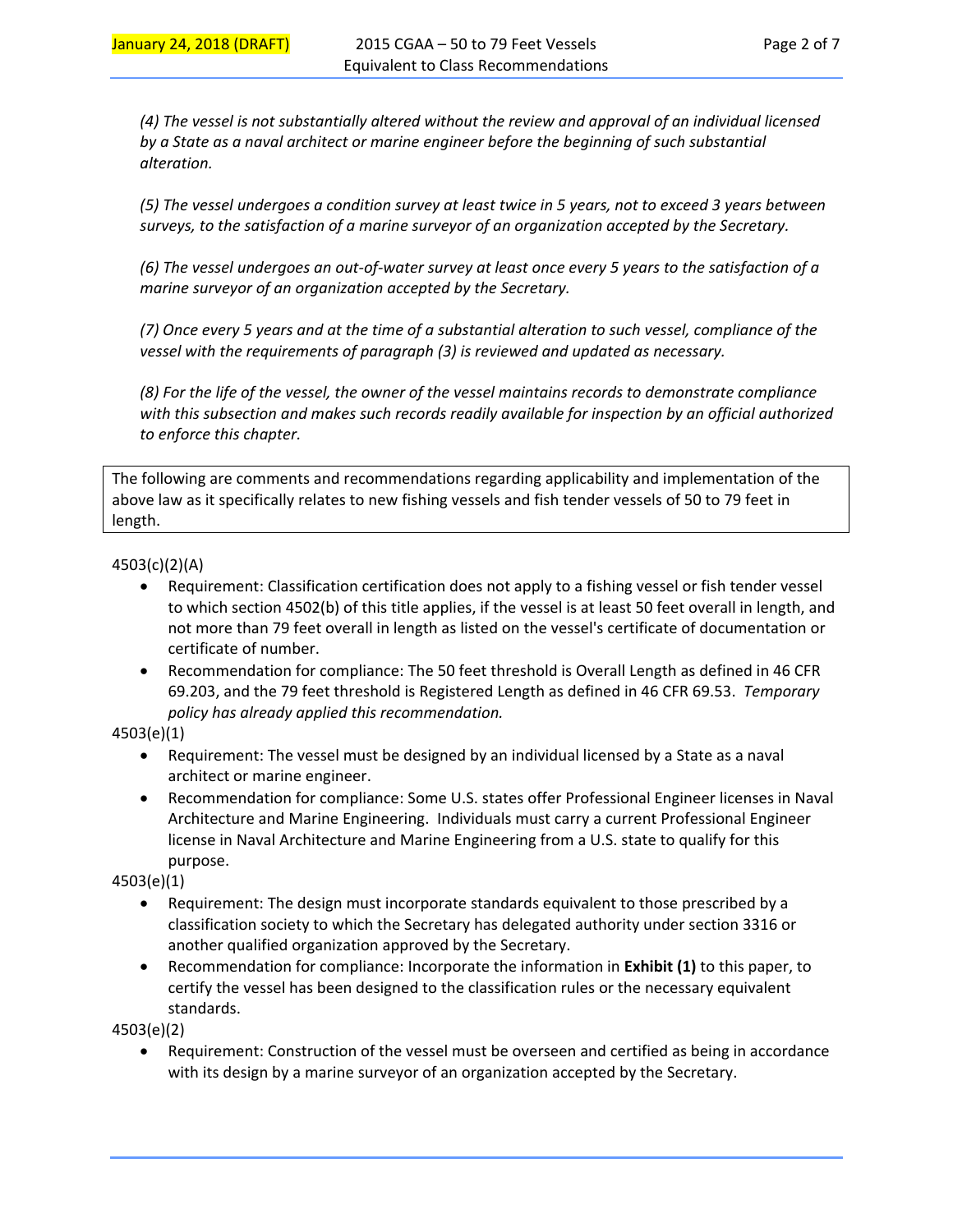*(4) The vessel is not substantially altered without the review and approval of an individual licensed by a State as a naval architect or marine engineer before the beginning of such substantial alteration.*

*(5) The vessel undergoes a condition survey at least twice in 5 years, not to exceed 3 years between surveys, to the satisfaction of a marine surveyor of an organization accepted by the Secretary.*

*(6) The vessel undergoes an out-of-water survey at least once every 5 years to the satisfaction of a marine surveyor of an organization accepted by the Secretary.*

*(7) Once every 5 years and at the time of a substantial alteration to such vessel, compliance of the vessel with the requirements of paragraph (3) is reviewed and updated as necessary.*

*(8) For the life of the vessel, the owner of the vessel maintains records to demonstrate compliance with this subsection and makes such records readily available for inspection by an official authorized to enforce this chapter.*

The following are comments and recommendations regarding applicability and implementation of the above law as it specifically relates to new fishing vessels and fish tender vessels of 50 to 79 feet in length.

4503(c)(2)(A)

- Requirement: Classification certification does not apply to a fishing vessel or fish tender vessel to which section 4502(b) of this title applies, if the vessel is at least 50 feet overall in length, and not more than 79 feet overall in length as listed on the vessel's certificate of documentation or certificate of number.
- Recommendation for compliance: The 50 feet threshold is Overall Length as defined in 46 CFR 69.203, and the 79 feet threshold is Registered Length as defined in 46 CFR 69.53. *Temporary policy has already applied this recommendation.*

4503(e)(1)

- Requirement: The vessel must be designed by an individual licensed by a State as a naval architect or marine engineer.
- Recommendation for compliance: Some U.S. states offer Professional Engineer licenses in Naval Architecture and Marine Engineering. Individuals must carry a current Professional Engineer license in Naval Architecture and Marine Engineering from a U.S. state to qualify for this purpose.

4503(e)(1)

- Requirement: The design must incorporate standards equivalent to those prescribed by a classification society to which the Secretary has delegated authority under section 3316 or another qualified organization approved by the Secretary.
- Recommendation for compliance: Incorporate the information in **Exhibit (1)** to this paper, to certify the vessel has been designed to the classification rules or the necessary equivalent standards.

4503(e)(2)

- Requirement: Construction of the vessel must be overseen and certified as being in accordance with its design by a marine surveyor of an organization accepted by the Secretary.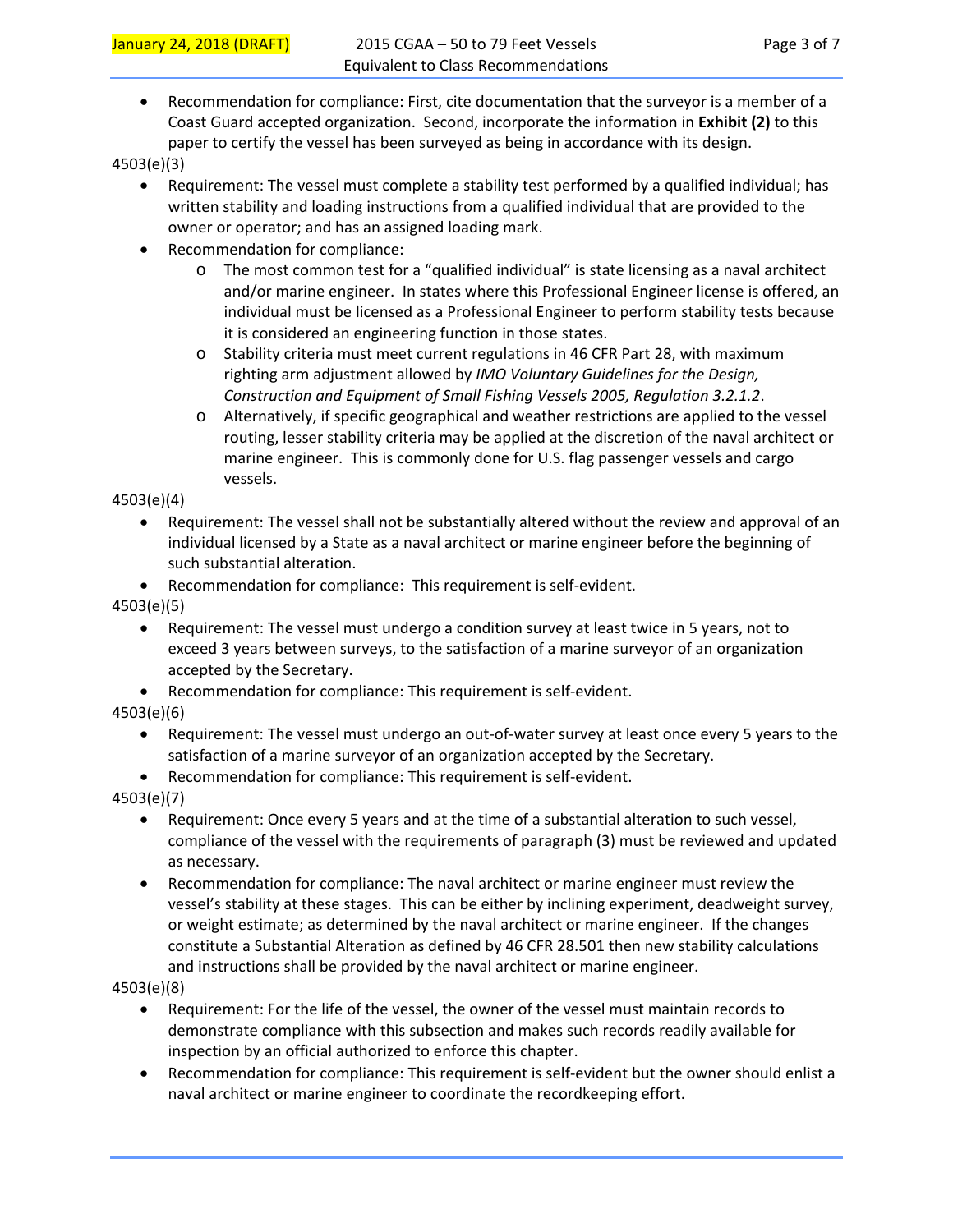- Recommendation for compliance: First, cite documentation that the surveyor is a member of a Coast Guard accepted organization. Second, incorporate the information in **Exhibit (2)** to this paper to certify the vessel has been surveyed as being in accordance with its design.

4503(e)(3)

- Requirement: The vessel must complete a stability test performed by a qualified individual; has written stability and loading instructions from a qualified individual that are provided to the owner or operator; and has an assigned loading mark.
- Recommendation for compliance:
    - The most common test for a "qualified individual" is state licensing as a naval architect and/or marine engineer. In states where this Professional Engineer license is offered, an individual must be licensed as a Professional Engineer to perform stability tests because it is considered an engineering function in those states.
    - Stability criteria must meet current regulations in 46 CFR Part 28, with maximum righting arm adjustment allowed by *IMO Voluntary Guidelines for the Design, Construction and Equipment of Small Fishing Vessels 2005, Regulation 3.2.1.2*.
    - Alternatively, if specific geographical and weather restrictions are applied to the vessel routing, lesser stability criteria may be applied at the discretion of the naval architect or marine engineer. This is commonly done for U.S. flag passenger vessels and cargo vessels.

4503(e)(4)

- Requirement: The vessel shall not be substantially altered without the review and approval of an individual licensed by a State as a naval architect or marine engineer before the beginning of such substantial alteration.
- Recommendation for compliance: This requirement is self-evident.

4503(e)(5)

- Requirement: The vessel must undergo a condition survey at least twice in 5 years, not to exceed 3 years between surveys, to the satisfaction of a marine surveyor of an organization accepted by the Secretary.
- Recommendation for compliance: This requirement is self-evident.

4503(e)(6)

- Requirement: The vessel must undergo an out-of-water survey at least once every 5 years to the satisfaction of a marine surveyor of an organization accepted by the Secretary.
- Recommendation for compliance: This requirement is self-evident.

4503(e)(7)

- Requirement: Once every 5 years and at the time of a substantial alteration to such vessel, compliance of the vessel with the requirements of paragraph (3) must be reviewed and updated as necessary.
- Recommendation for compliance: The naval architect or marine engineer must review the vessel's stability at these stages. This can be either by inclining experiment, deadweight survey, or weight estimate; as determined by the naval architect or marine engineer. If the changes constitute a Substantial Alteration as defined by 46 CFR 28.501 then new stability calculations and instructions shall be provided by the naval architect or marine engineer.

4503(e)(8)

- Requirement: For the life of the vessel, the owner of the vessel must maintain records to demonstrate compliance with this subsection and makes such records readily available for inspection by an official authorized to enforce this chapter.
- Recommendation for compliance: This requirement is self-evident but the owner should enlist a naval architect or marine engineer to coordinate the recordkeeping effort.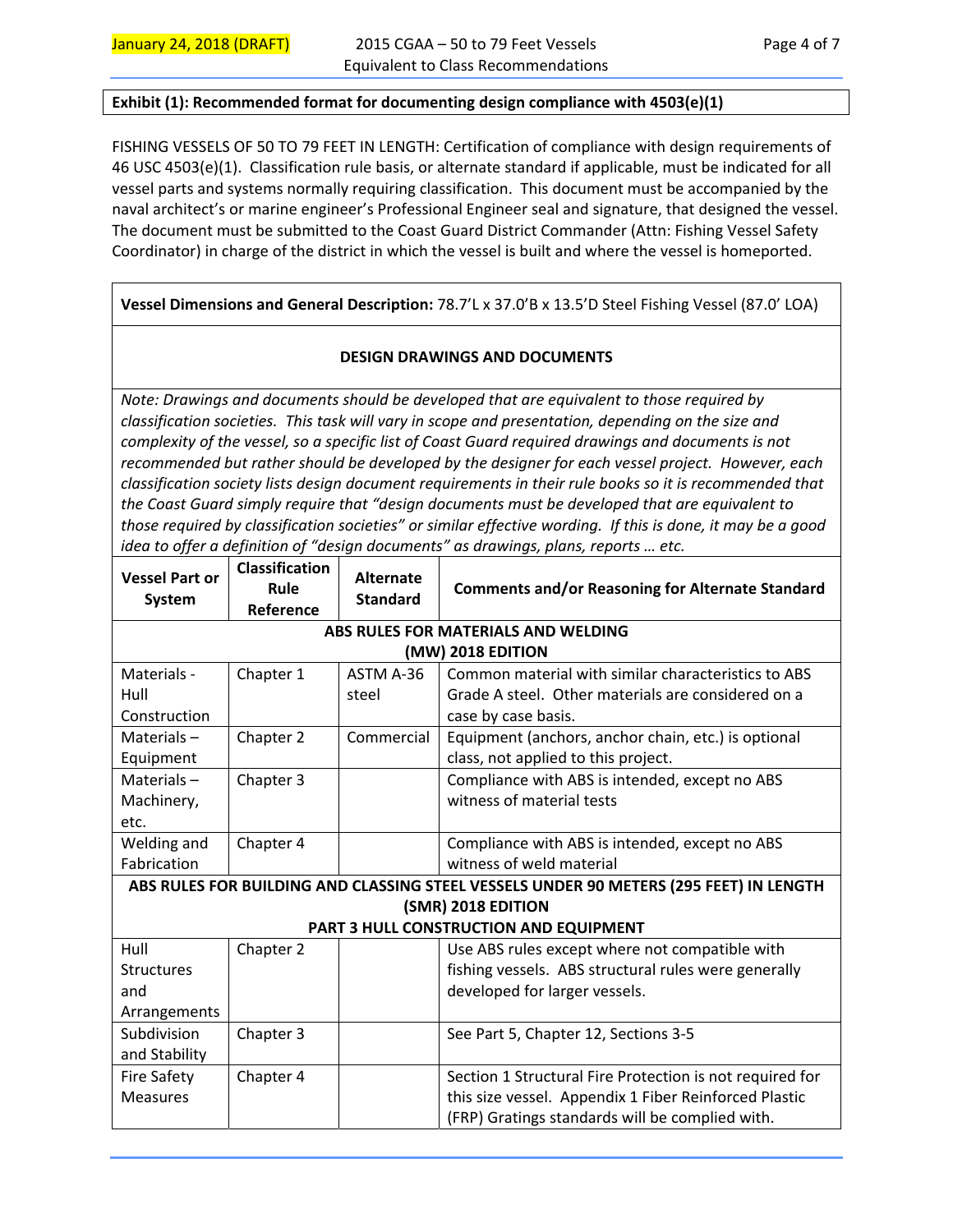**Exhibit (1): Recommended format for documenting design compliance with 4503(e)(1)**

FISHING VESSELS OF 50 TO 79 FEET IN LENGTH: Certification of compliance with design requirements of 46 USC 4503(e)(1). Classification rule basis, or alternate standard if applicable, must be indicated for all vessel parts and systems normally requiring classification. This document must be accompanied by the naval architect's or marine engineer's Professional Engineer seal and signature, that designed the vessel. The document must be submitted to the Coast Guard District Commander (Attn: Fishing Vessel Safety Coordinator) in charge of the district in which the vessel is built and where the vessel is homeported.

**Vessel Dimensions and General Description:** 78.7'L x 37.0'B x 13.5'D Steel Fishing Vessel (87.0' LOA)

**DESIGN DRAWINGS AND DOCUMENTS**

*Note: Drawings and documents should be developed that are equivalent to those required by classification societies. This task will vary in scope and presentation, depending on the size and complexity of the vessel, so a specific list of Coast Guard required drawings and documents is not recommended but rather should be developed by the designer for each vessel project. However, each classification society lists design document requirements in their rule books so it is recommended that the Coast Guard simply require that "design documents must be developed that are equivalent to those required by classification societies" or similar effective wording. If this is done, it may be a good idea to offer a definition of "design documents" as drawings, plans, reports … etc.*

| Vessel Part or System | Classification Rule Reference | Alternate Standard | Comments and/or Reasoning for Alternate Standard |
|---|---|---|---|
| **ABS RULES FOR MATERIALS AND WELDING (MW) 2018 EDITION** | | | |
| Materials - Hull Construction | Chapter 1 | ASTM A-36 steel | Common material with similar characteristics to ABS Grade A steel. Other materials are considered on a case by case basis. |
| Materials – Equipment | Chapter 2 | Commercial | Equipment (anchors, anchor chain, etc.) is optional class, not applied to this project. |
| Materials – Machinery, etc. | Chapter 3 | | Compliance with ABS is intended, except no ABS witness of material tests |
| Welding and Fabrication | Chapter 4 | | Compliance with ABS is intended, except no ABS witness of weld material |
| **ABS RULES FOR BUILDING AND CLASSING STEEL VESSELS UNDER 90 METERS (295 FEET) IN LENGTH (SMR) 2018 EDITION PART 3 HULL CONSTRUCTION AND EQUIPMENT** | | | |
| Hull Structures and Arrangements | Chapter 2 | | Use ABS rules except where not compatible with fishing vessels. ABS structural rules were generally developed for larger vessels. |
| Subdivision and Stability | Chapter 3 | | See Part 5, Chapter 12, Sections 3-5 |
| Fire Safety Measures | Chapter 4 | | Section 1 Structural Fire Protection is not required for this size vessel. Appendix 1 Fiber Reinforced Plastic (FRP) Gratings standards will be complied with. |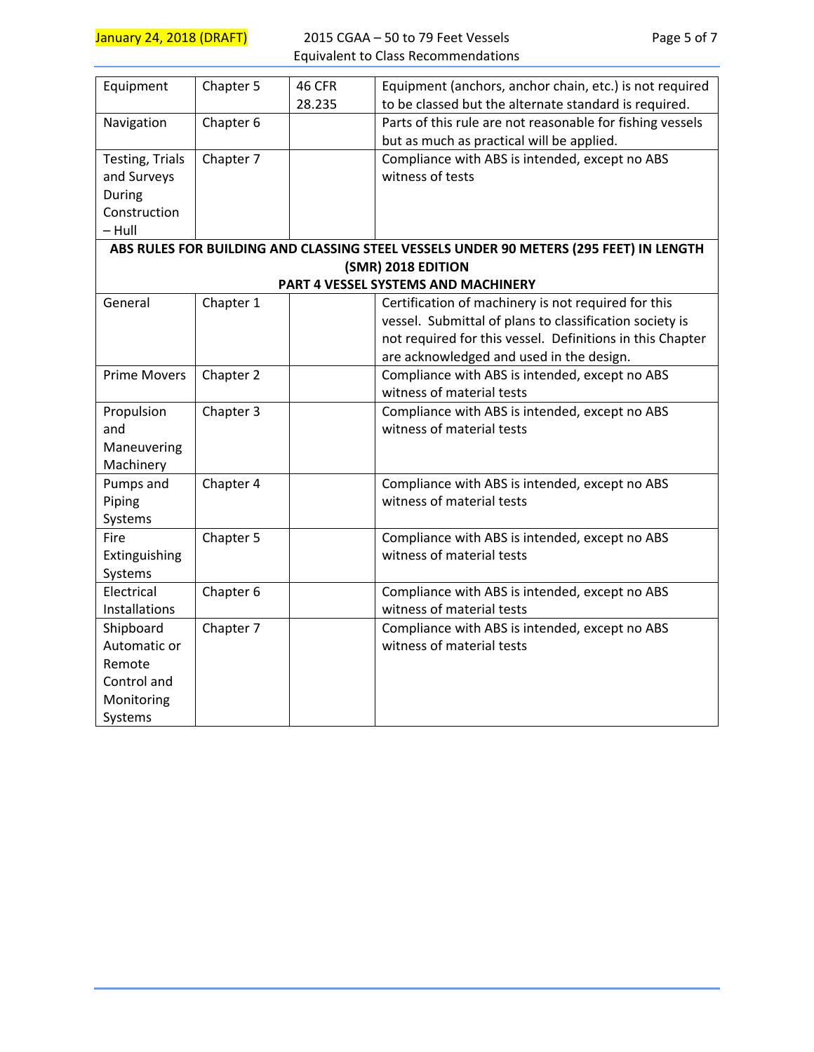| | | | |
|---|---|---|---|
| Equipment | Chapter 5 | 46 CFR 28.235 | Equipment (anchors, anchor chain, etc.) is not required to be classed but the alternate standard is required. |
| Navigation | Chapter 6 | | Parts of this rule are not reasonable for fishing vessels but as much as practical will be applied. |
| Testing, Trials and Surveys During Construction – Hull | Chapter 7 | | Compliance with ABS is intended, except no ABS witness of tests |
| **ABS RULES FOR BUILDING AND CLASSING STEEL VESSELS UNDER 90 METERS (295 FEET) IN LENGTH (SMR) 2018 EDITION PART 4 VESSEL SYSTEMS AND MACHINERY** | | | |
| General | Chapter 1 | | Certification of machinery is not required for this vessel. Submittal of plans to classification society is not required for this vessel. Definitions in this Chapter are acknowledged and used in the design. |
| Prime Movers | Chapter 2 | | Compliance with ABS is intended, except no ABS witness of material tests |
| Propulsion and Maneuvering Machinery | Chapter 3 | | Compliance with ABS is intended, except no ABS witness of material tests |
| Pumps and Piping Systems | Chapter 4 | | Compliance with ABS is intended, except no ABS witness of material tests |
| Fire Extinguishing Systems | Chapter 5 | | Compliance with ABS is intended, except no ABS witness of material tests |
| Electrical Installations | Chapter 6 | | Compliance with ABS is intended, except no ABS witness of material tests |
| Shipboard Automatic or Remote Control and Monitoring Systems | Chapter 7 | | Compliance with ABS is intended, except no ABS witness of material tests |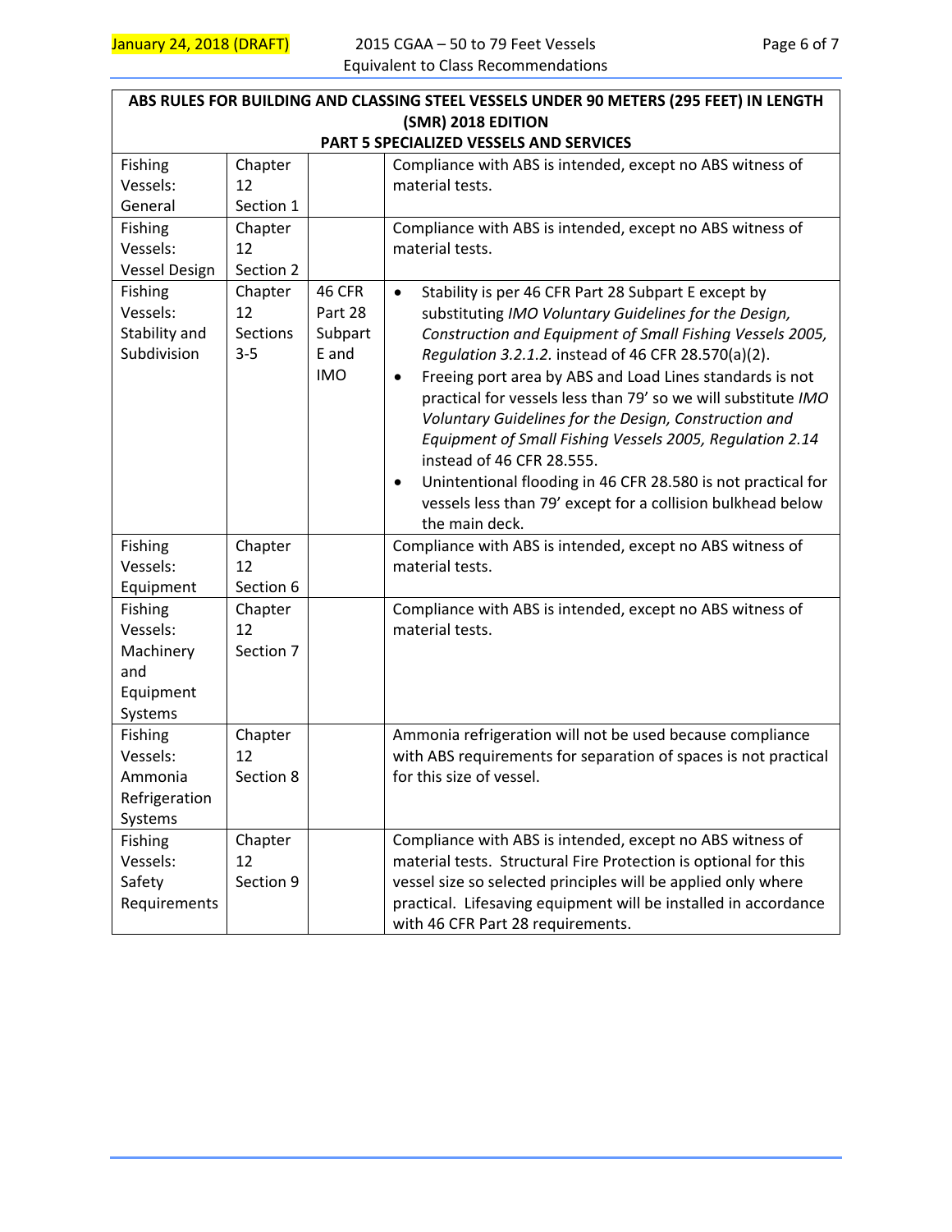| ABS RULES FOR BUILDING AND CLASSING STEEL VESSELS UNDER 90 METERS (295 FEET) IN LENGTH (SMR) 2018 EDITION<br>PART 5 SPECIALIZED VESSELS AND SERVICES | | | |
|---|---|---|---|
| Fishing Vessels: General | Chapter 12 Section 1 | | Compliance with ABS is intended, except no ABS witness of material tests. |
| Fishing Vessels: Vessel Design | Chapter 12 Section 2 | | Compliance with ABS is intended, except no ABS witness of material tests. |
| Fishing Vessels: Stability and Subdivision | Chapter 12 Sections 3-5 | 46 CFR Part 28 Subpart E and IMO | • Stability is per 46 CFR Part 28 Subpart E except by substituting *IMO Voluntary Guidelines for the Design, Construction and Equipment of Small Fishing Vessels 2005, Regulation 3.2.1.2.* instead of 46 CFR 28.570(a)(2).<br>• Freeing port area by ABS and Load Lines standards is not practical for vessels less than 79' so we will substitute *IMO Voluntary Guidelines for the Design, Construction and Equipment of Small Fishing Vessels 2005, Regulation 2.14* instead of 46 CFR 28.555.<br>• Unintentional flooding in 46 CFR 28.580 is not practical for vessels less than 79' except for a collision bulkhead below the main deck. |
| Fishing Vessels: Equipment | Chapter 12 Section 6 | | Compliance with ABS is intended, except no ABS witness of material tests. |
| Fishing Vessels: Machinery and Equipment Systems | Chapter 12 Section 7 | | Compliance with ABS is intended, except no ABS witness of material tests. |
| Fishing Vessels: Ammonia Refrigeration Systems | Chapter 12 Section 8 | | Ammonia refrigeration will not be used because compliance with ABS requirements for separation of spaces is not practical for this size of vessel. |
| Fishing Vessels: Safety Requirements | Chapter 12 Section 9 | | Compliance with ABS is intended, except no ABS witness of material tests. Structural Fire Protection is optional for this vessel size so selected principles will be applied only where practical. Lifesaving equipment will be installed in accordance with 46 CFR Part 28 requirements. |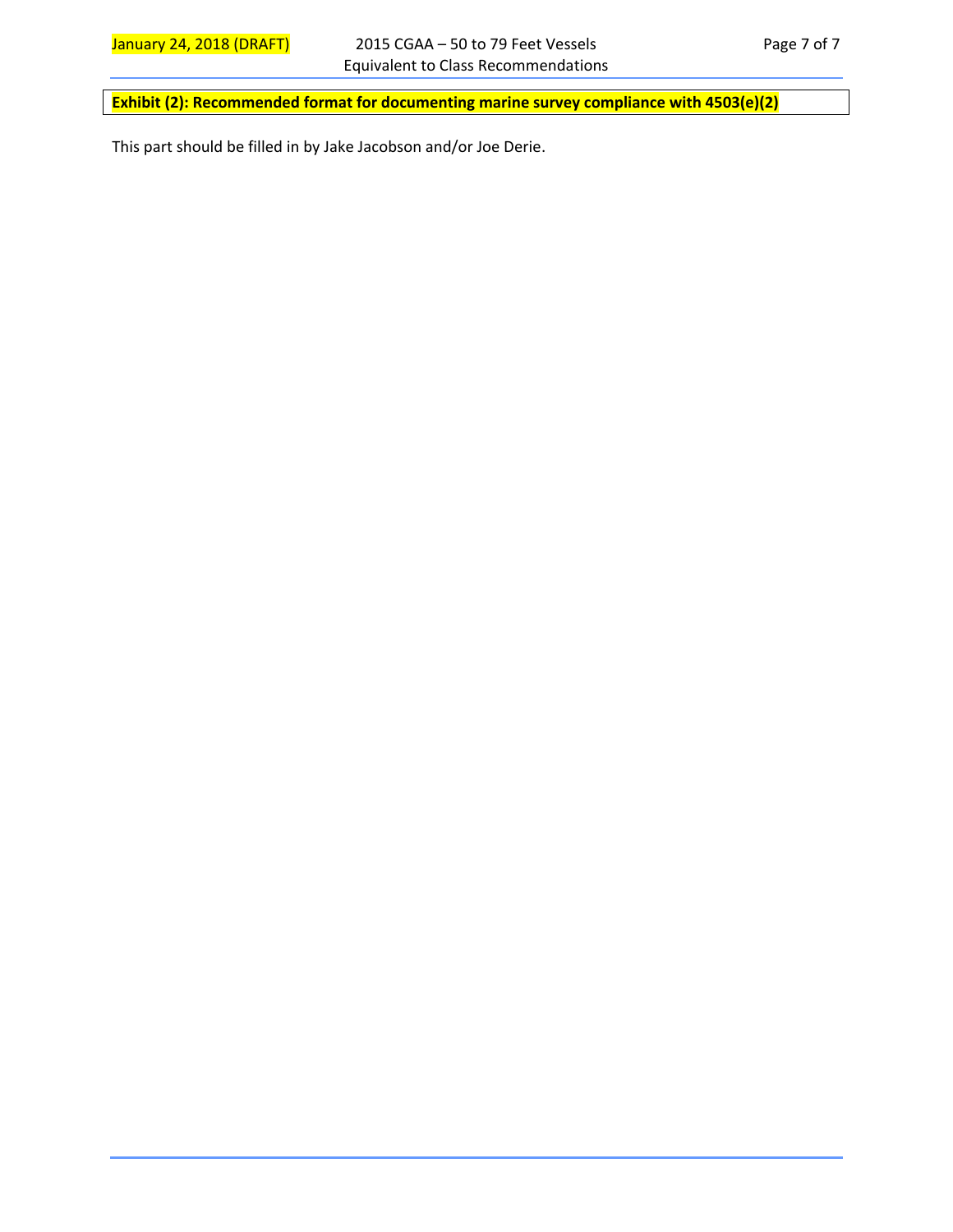**Exhibit (2): Recommended format for documenting marine survey compliance with 4503(e)(2)**

This part should be filled in by Jake Jacobson and/or Joe Derie.